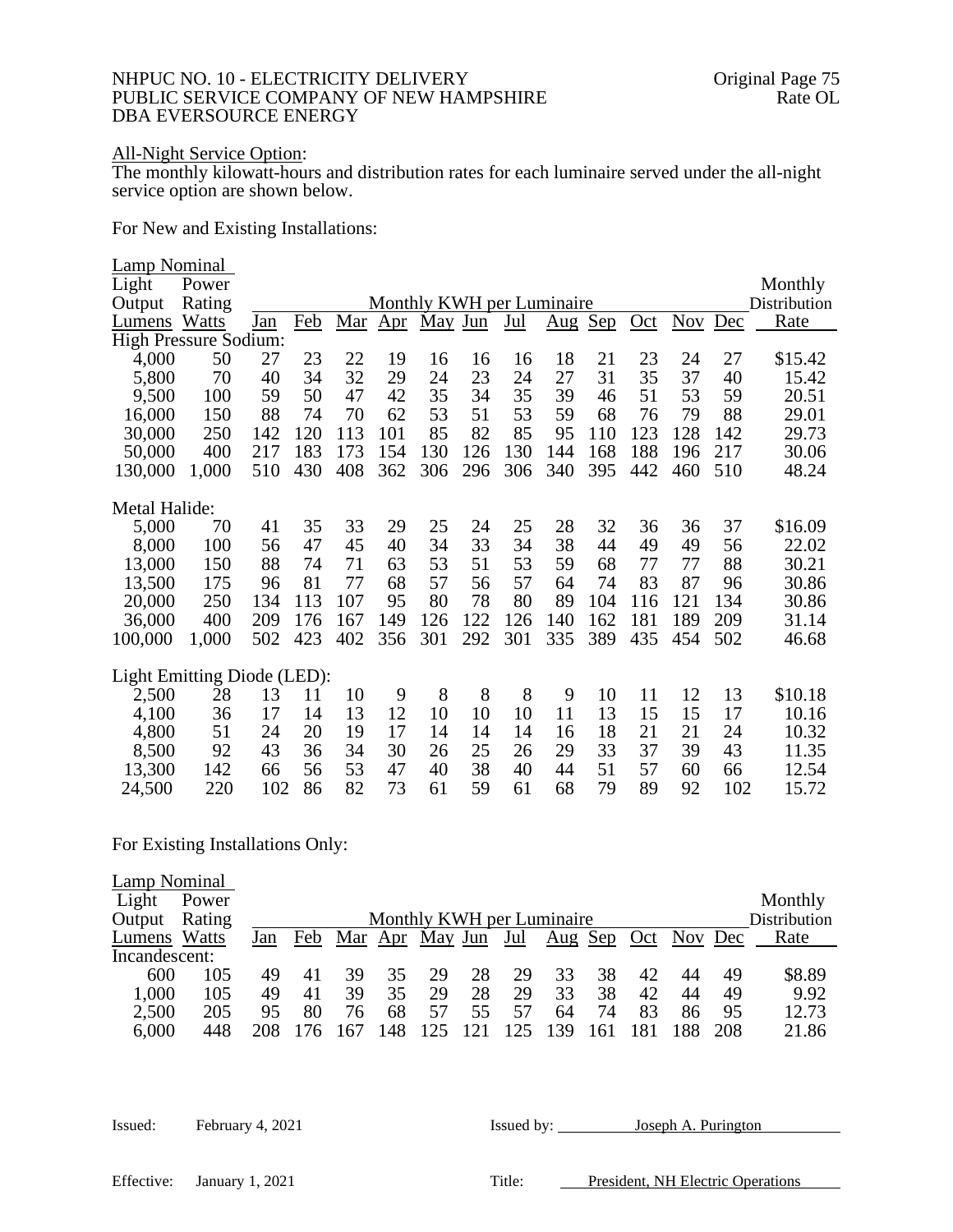All-Night Service Option:

The monthly kilowatt-hours and distribution rates for each luminaire served under the all-night service option are shown below.

For New and Existing Installations:

| Lamp Nominal Light Output Lumens | Power Rating Watts | Monthly KWH per Luminaire | | | | | | | | | | | | Monthly Distribution Rate |
|---|---|---|---|---|---|---|---|---|---|---|---|---|---|---|
| | | Jan | Feb | Mar | Apr | May | Jun | Jul | Aug | Sep | Oct | Nov | Dec | |
| High Pressure Sodium: | | | | | | | | | | | | | | |
| 4,000 | 50 | 27 | 23 | 22 | 19 | 16 | 16 | 16 | 18 | 21 | 23 | 24 | 27 | $15.42 |
| 5,800 | 70 | 40 | 34 | 32 | 29 | 24 | 23 | 24 | 27 | 31 | 35 | 37 | 40 | 15.42 |
| 9,500 | 100 | 59 | 50 | 47 | 42 | 35 | 34 | 35 | 39 | 46 | 51 | 53 | 59 | 20.51 |
| 16,000 | 150 | 88 | 74 | 70 | 62 | 53 | 51 | 53 | 59 | 68 | 76 | 79 | 88 | 29.01 |
| 30,000 | 250 | 142 | 120 | 113 | 101 | 85 | 82 | 85 | 95 | 110 | 123 | 128 | 142 | 29.73 |
| 50,000 | 400 | 217 | 183 | 173 | 154 | 130 | 126 | 130 | 144 | 168 | 188 | 196 | 217 | 30.06 |
| 130,000 | 1,000 | 510 | 430 | 408 | 362 | 306 | 296 | 306 | 340 | 395 | 442 | 460 | 510 | 48.24 |
| Metal Halide: | | | | | | | | | | | | | | |
| 5,000 | 70 | 41 | 35 | 33 | 29 | 25 | 24 | 25 | 28 | 32 | 36 | 36 | 37 | $16.09 |
| 8,000 | 100 | 56 | 47 | 45 | 40 | 34 | 33 | 34 | 38 | 44 | 49 | 49 | 56 | 22.02 |
| 13,000 | 150 | 88 | 74 | 71 | 63 | 53 | 51 | 53 | 59 | 68 | 77 | 77 | 88 | 30.21 |
| 13,500 | 175 | 96 | 81 | 77 | 68 | 57 | 56 | 57 | 64 | 74 | 83 | 87 | 96 | 30.86 |
| 20,000 | 250 | 134 | 113 | 107 | 95 | 80 | 78 | 80 | 89 | 104 | 116 | 121 | 134 | 30.86 |
| 36,000 | 400 | 209 | 176 | 167 | 149 | 126 | 122 | 126 | 140 | 162 | 181 | 189 | 209 | 31.14 |
| 100,000 | 1,000 | 502 | 423 | 402 | 356 | 301 | 292 | 301 | 335 | 389 | 435 | 454 | 502 | 46.68 |
| Light Emitting Diode (LED): | | | | | | | | | | | | | | |
| 2,500 | 28 | 13 | 11 | 10 | 9 | 8 | 8 | 8 | 9 | 10 | 11 | 12 | 13 | $10.18 |
| 4,100 | 36 | 17 | 14 | 13 | 12 | 10 | 10 | 10 | 11 | 13 | 15 | 15 | 17 | 10.16 |
| 4,800 | 51 | 24 | 20 | 19 | 17 | 14 | 14 | 14 | 16 | 18 | 21 | 21 | 24 | 10.32 |
| 8,500 | 92 | 43 | 36 | 34 | 30 | 26 | 25 | 26 | 29 | 33 | 37 | 39 | 43 | 11.35 |
| 13,300 | 142 | 66 | 56 | 53 | 47 | 40 | 38 | 40 | 44 | 51 | 57 | 60 | 66 | 12.54 |
| 24,500 | 220 | 102 | 86 | 82 | 73 | 61 | 59 | 61 | 68 | 79 | 89 | 92 | 102 | 15.72 |

For Existing Installations Only:

| Lamp Nominal Light Output Lumens | Power Rating Watts | Monthly KWH per Luminaire | | | | | | | | | | | | Monthly Distribution Rate |
|---|---|---|---|---|---|---|---|---|---|---|---|---|---|---|
| | | Jan | Feb | Mar | Apr | May | Jun | Jul | Aug | Sep | Oct | Nov | Dec | |
| Incandescent: | | | | | | | | | | | | | | |
| 600 | 105 | 49 | 41 | 39 | 35 | 29 | 28 | 29 | 33 | 38 | 42 | 44 | 49 | $8.89 |
| 1,000 | 105 | 49 | 41 | 39 | 35 | 29 | 28 | 29 | 33 | 38 | 42 | 44 | 49 | 9.92 |
| 2,500 | 205 | 95 | 80 | 76 | 68 | 57 | 55 | 57 | 64 | 74 | 83 | 86 | 95 | 12.73 |
| 6,000 | 448 | 208 | 176 | 167 | 148 | 125 | 121 | 125 | 139 | 161 | 181 | 188 | 208 | 21.86 |

Issued: February 4, 2021 Issued by: Joseph A. Purington

Effective: January 1, 2021 Title: President, NH Electric Operations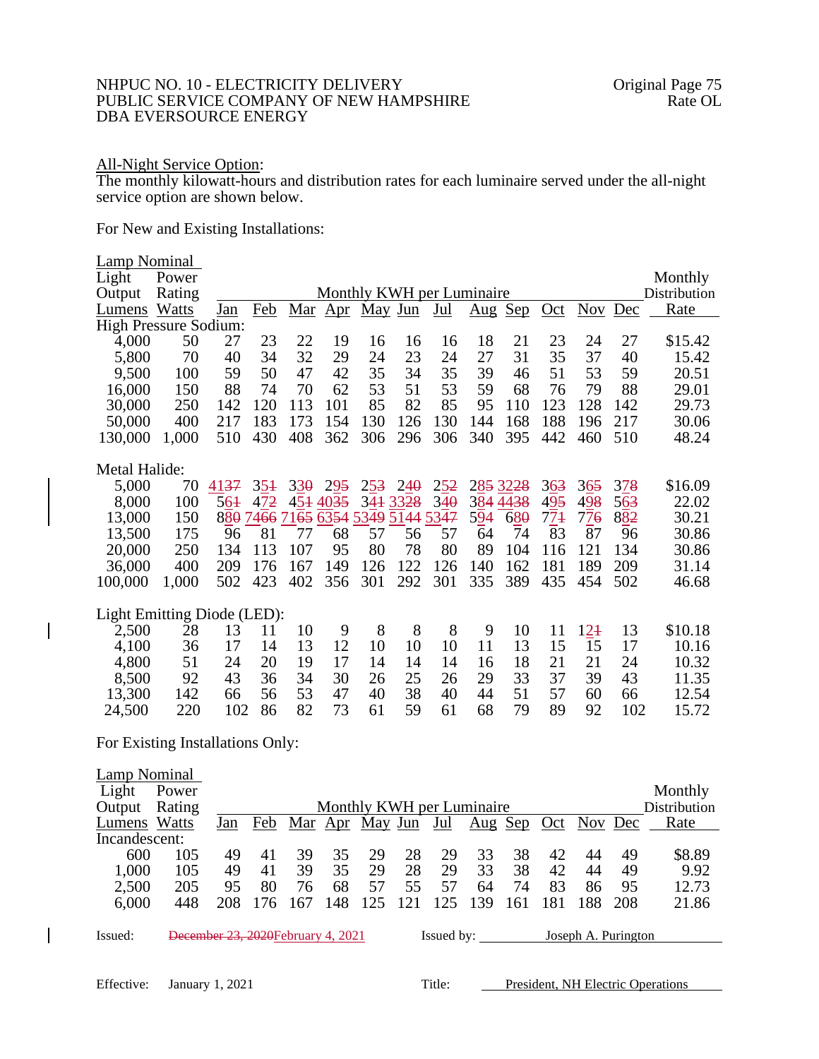**All-Night Service Option:**
The monthly kilowatt-hours and distribution rates for each luminaire served under the all-night service option are shown below.

For New and Existing Installations:

| Lamp Nominal Light Output Lumens | Power Rating Watts | Jan | Feb | Mar | Apr | May | Jun | Jul | Aug | Sep | Oct | Nov | Dec | Monthly Distribution Rate |
|---|---|---|---|---|---|---|---|---|---|---|---|---|---|---|
| | | Monthly KWH per Luminaire | | | | | | | | | | | | |
| High Pressure Sodium: | | | | | | | | | | | | | | |
| 4,000 | 50 | 27 | 23 | 22 | 19 | 16 | 16 | 16 | 18 | 21 | 23 | 24 | 27 | $15.42 |
| 5,800 | 70 | 40 | 34 | 32 | 29 | 24 | 23 | 24 | 27 | 31 | 35 | 37 | 40 | 15.42 |
| 9,500 | 100 | 59 | 50 | 47 | 42 | 35 | 34 | 35 | 39 | 46 | 51 | 53 | 59 | 20.51 |
| 16,000 | 150 | 88 | 74 | 70 | 62 | 53 | 51 | 53 | 59 | 68 | 76 | 79 | 88 | 29.01 |
| 30,000 | 250 | 142 | 120 | 113 | 101 | 85 | 82 | 85 | 95 | 110 | 123 | 128 | 142 | 29.73 |
| 50,000 | 400 | 217 | 183 | 173 | 154 | 130 | 126 | 130 | 144 | 168 | 188 | 196 | 217 | 30.06 |
| 130,000 | 1,000 | 510 | 430 | 408 | 362 | 306 | 296 | 306 | 340 | 395 | 442 | 460 | 510 | 48.24 |
| Metal Halide: | | | | | | | | | | | | | | |
| 5,000 | 70 | 41~~37~~ | 35~~1~~ | 33~~0~~ | 29~~5~~ | 25~~3~~ | 24~~0~~ | 25~~2~~ | 28~~5~~ | 32~~28~~ | 36~~3~~ | 36~~5~~ | 37~~8~~ | $16.09 |
| 8,000 | 100 | 56~~1~~ | 47~~2~~ | 45~~1~~ | 40~~35~~ | 34~~1~~ | 33~~28~~ | 34~~0~~ | 38~~4~~ | 44~~38~~ | 49~~5~~ | 49~~8~~ | 56~~3~~ | 22.02 |
| 13,000 | 150 | 88~~0~~ | 74~~66~~ | 71~~65~~ | 63~~54~~ | 53~~49~~ | 51~~44~~ | 53~~47~~ | 59~~4~~ | 68~~0~~ | 77~~1~~ | 77~~6~~ | 88~~2~~ | 30.21 |
| 13,500 | 175 | 96 | 81 | 77 | 68 | 57 | 56 | 57 | 64 | 74 | 83 | 87 | 96 | 30.86 |
| 20,000 | 250 | 134 | 113 | 107 | 95 | 80 | 78 | 80 | 89 | 104 | 116 | 121 | 134 | 30.86 |
| 36,000 | 400 | 209 | 176 | 167 | 149 | 126 | 122 | 126 | 140 | 162 | 181 | 189 | 209 | 31.14 |
| 100,000 | 1,000 | 502 | 423 | 402 | 356 | 301 | 292 | 301 | 335 | 389 | 435 | 454 | 502 | 46.68 |
| Light Emitting Diode (LED): | | | | | | | | | | | | | | |
| 2,500 | 28 | 13 | 11 | 10 | 9 | 8 | 8 | 8 | 9 | 10 | 11 | 12~~1~~ | 13 | $10.18 |
| 4,100 | 36 | 17 | 14 | 13 | 12 | 10 | 10 | 10 | 11 | 13 | 15 | 15 | 17 | 10.16 |
| 4,800 | 51 | 24 | 20 | 19 | 17 | 14 | 14 | 14 | 16 | 18 | 21 | 21 | 24 | 10.32 |
| 8,500 | 92 | 43 | 36 | 34 | 30 | 26 | 25 | 26 | 29 | 33 | 37 | 39 | 43 | 11.35 |
| 13,300 | 142 | 66 | 56 | 53 | 47 | 40 | 38 | 40 | 44 | 51 | 57 | 60 | 66 | 12.54 |
| 24,500 | 220 | 102 | 86 | 82 | 73 | 61 | 59 | 61 | 68 | 79 | 89 | 92 | 102 | 15.72 |

For Existing Installations Only:

| Lamp Nominal Light Output Lumens | Power Rating Watts | Jan | Feb | Mar | Apr | May | Jun | Jul | Aug | Sep | Oct | Nov | Dec | Monthly Distribution Rate |
|---|---|---|---|---|---|---|---|---|---|---|---|---|---|---|
| | | Monthly KWH per Luminaire | | | | | | | | | | | | |
| Incandescent: | | | | | | | | | | | | | | |
| 600 | 105 | 49 | 41 | 39 | 35 | 29 | 28 | 29 | 33 | 38 | 42 | 44 | 49 | $8.89 |
| 1,000 | 105 | 49 | 41 | 39 | 35 | 29 | 28 | 29 | 33 | 38 | 42 | 44 | 49 | 9.92 |
| 2,500 | 205 | 95 | 80 | 76 | 68 | 57 | 55 | 57 | 64 | 74 | 83 | 86 | 95 | 12.73 |
| 6,000 | 448 | 208 | 176 | 167 | 148 | 125 | 121 | 125 | 139 | 161 | 181 | 188 | 208 | 21.86 |

Issued: ~~December 23, 2020~~February 4, 2021 Issued by: Joseph A. Purington

Effective: January 1, 2021 Title: President, NH Electric Operations